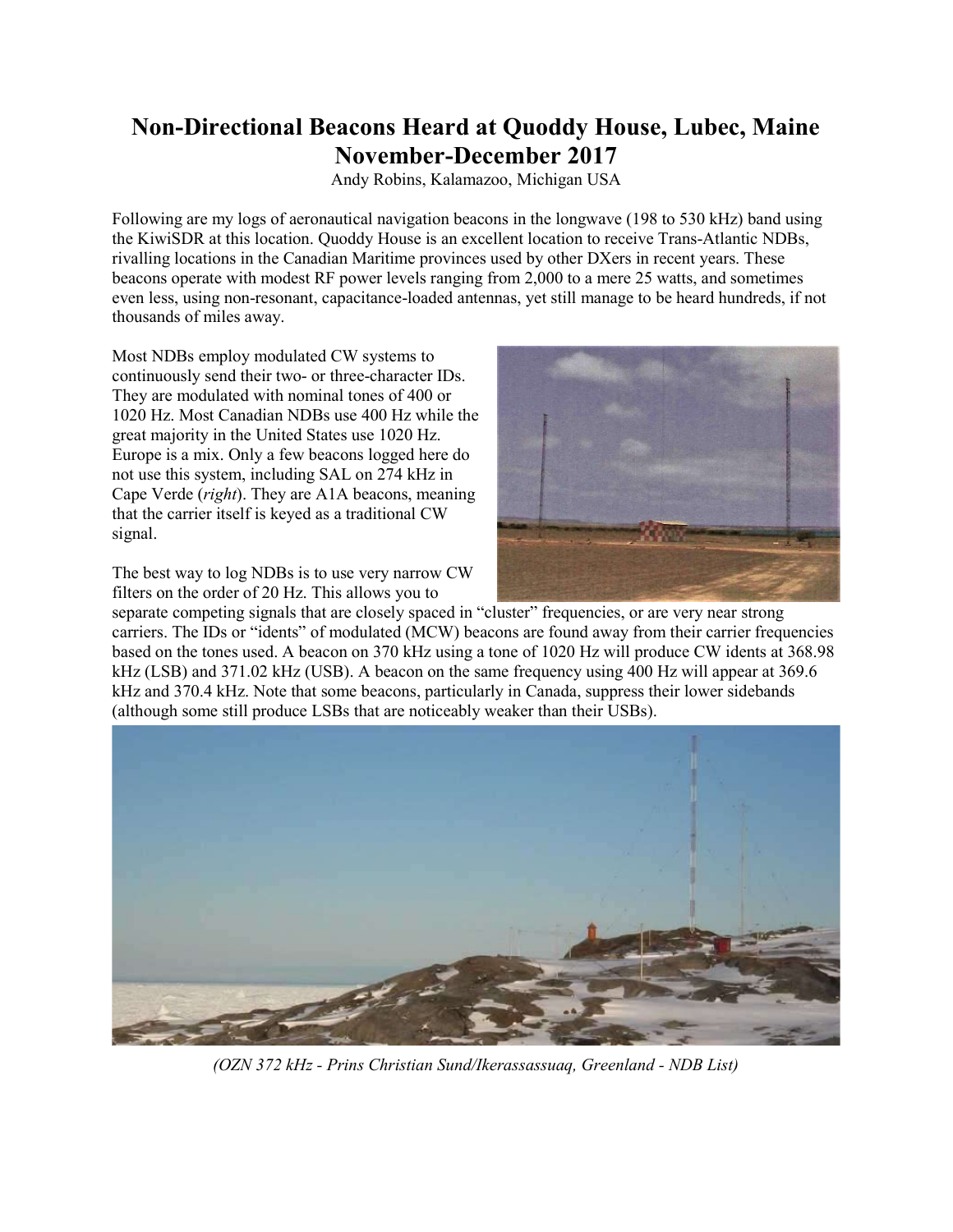# Non-Directional Beacons Heard at Quoddy House, Lubec, Maine November-December 2017

Andy Robins, Kalamazoo, Michigan USA

Following are my logs of aeronautical navigation beacons in the longwave (198 to 530 kHz) band using the KiwiSDR at this location. Quoddy House is an excellent location to receive Trans-Atlantic NDBs, rivalling locations in the Canadian Maritime provinces used by other DXers in recent years. These beacons operate with modest RF power levels ranging from 2,000 to a mere 25 watts, and sometimes even less, using non-resonant, capacitance-loaded antennas, yet still manage to be heard hundreds, if not thousands of miles away.

Most NDBs employ modulated CW systems to continuously send their two- or three-character IDs. They are modulated with nominal tones of 400 or 1020 Hz. Most Canadian NDBs use 400 Hz while the great majority in the United States use 1020 Hz. Europe is a mix. Only a few beacons logged here do not use this system, including SAL on 274 kHz in Cape Verde (*right*). They are A1A beacons, meaning that the carrier itself is keyed as a traditional CW signal.

The best way to log NDBs is to use very narrow CW filters on the order of 20 Hz. This allows you to separate competing signals that are closely spaced in "cluster" frequencies, or are very near strong carriers. The IDs or "idents" of modulated (MCW) beacons are found away from their carrier frequencies based on the tones used. A beacon on 370 kHz using a tone of 1020 Hz will produce CW idents at 368.98 kHz (LSB) and 371.02 kHz (USB). A beacon on the same frequency using 400 Hz will appear at 369.6 kHz and 370.4 kHz. Note that some beacons, particularly in Canada, suppress their lower sidebands (although some still produce LSBs that are noticeably weaker than their USBs).

*(OZN 372 kHz - Prins Christian Sund/Ikerassassuaq, Greenland - NDB List)*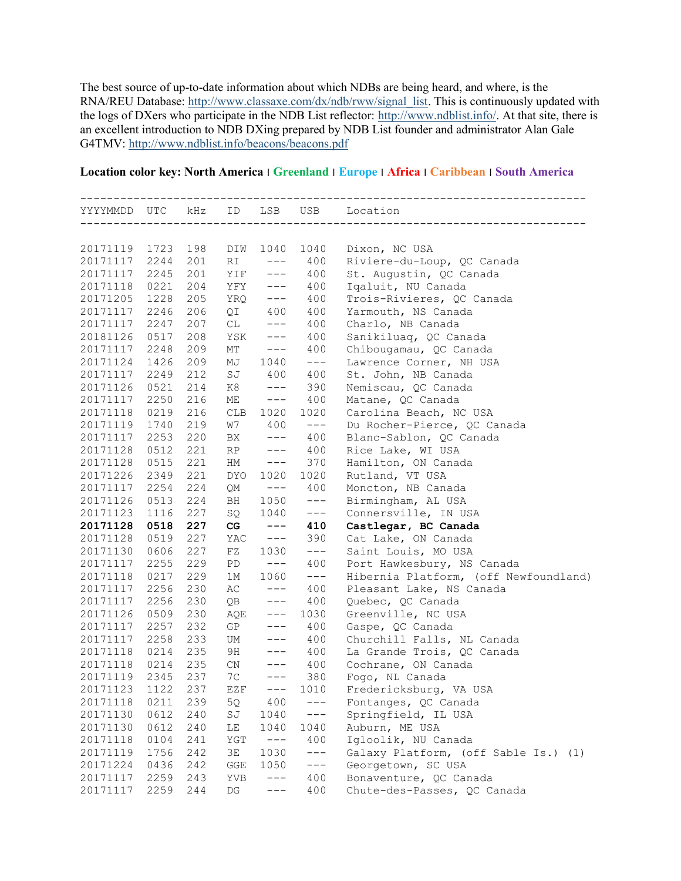The best source of up-to-date information about which NDBs are being heard, and where, is the RNA/REU Database: http://www.classaxe.com/dx/ndb/rww/signal_list. This is continuously updated with the logs of DXers who participate in the NDB List reflector: http://www.ndblist.info/. At that site, there is an excellent introduction to NDB DXing prepared by NDB List founder and administrator Alan Gale G4TMV: http://www.ndblist.info/beacons/beacons.pdf

**Location color key: North America | Greenland | Europe | Africa | Caribbean | South America**

| YYYYMMDD | UTC | kHz | ID | LSB | USB | Location |
|---|---|---|---|---|---|---|
| 20171119 | 1723 | 198 | DIW | 1040 | 1040 | Dixon, NC USA |
| 20171117 | 2244 | 201 | RI | --- | 400 | Riviere-du-Loup, QC Canada |
| 20171117 | 2245 | 201 | YIF | --- | 400 | St. Augustin, QC Canada |
| 20171118 | 0221 | 204 | YFY | --- | 400 | Iqaluit, NU Canada |
| 20171205 | 1228 | 205 | YRQ | --- | 400 | Trois-Rivieres, QC Canada |
| 20171117 | 2246 | 206 | QI | 400 | 400 | Yarmouth, NS Canada |
| 20171117 | 2247 | 207 | CL | --- | 400 | Charlo, NB Canada |
| 20181126 | 0517 | 208 | YSK | --- | 400 | Sanikiluaq, QC Canada |
| 20171117 | 2248 | 209 | MT | --- | 400 | Chibougamau, QC Canada |
| 20171124 | 1426 | 209 | MJ | 1040 | --- | Lawrence Corner, NH USA |
| 20171117 | 2249 | 212 | SJ | 400 | 400 | St. John, NB Canada |
| 20171126 | 0521 | 214 | K8 | --- | 390 | Nemiscau, QC Canada |
| 20171117 | 2250 | 216 | ME | --- | 400 | Matane, QC Canada |
| 20171118 | 0219 | 216 | CLB | 1020 | 1020 | Carolina Beach, NC USA |
| 20171119 | 1740 | 219 | W7 | 400 | --- | Du Rocher-Pierce, QC Canada |
| 20171117 | 2253 | 220 | BX | --- | 400 | Blanc-Sablon, QC Canada |
| 20171128 | 0512 | 221 | RP | --- | 400 | Rice Lake, WI USA |
| 20171128 | 0515 | 221 | HM | --- | 370 | Hamilton, ON Canada |
| 20171226 | 2349 | 221 | DYO | 1020 | 1020 | Rutland, VT USA |
| 20171117 | 2254 | 224 | QM | --- | 400 | Moncton, NB Canada |
| 20171126 | 0513 | 224 | BH | 1050 | --- | Birmingham, AL USA |
| 20171123 | 1116 | 227 | SQ | 1040 | --- | Connersville, IN USA |
| **20171128** | **0518** | **227** | **CG** | **---** | **410** | **Castlegar, BC Canada** |
| 20171128 | 0519 | 227 | YAC | --- | 390 | Cat Lake, ON Canada |
| 20171130 | 0606 | 227 | FZ | 1030 | --- | Saint Louis, MO USA |
| 20171117 | 2255 | 229 | PD | --- | 400 | Port Hawkesbury, NS Canada |
| 20171118 | 0217 | 229 | 1M | 1060 | --- | Hibernia Platform, (off Newfoundland) |
| 20171117 | 2256 | 230 | AC | --- | 400 | Pleasant Lake, NS Canada |
| 20171117 | 2256 | 230 | QB | --- | 400 | Quebec, QC Canada |
| 20171126 | 0509 | 230 | AQE | --- | 1030 | Greenville, NC USA |
| 20171117 | 2257 | 232 | GP | --- | 400 | Gaspe, QC Canada |
| 20171117 | 2258 | 233 | UM | --- | 400 | Churchill Falls, NL Canada |
| 20171118 | 0214 | 235 | 9H | --- | 400 | La Grande Trois, QC Canada |
| 20171118 | 0214 | 235 | CN | --- | 400 | Cochrane, ON Canada |
| 20171119 | 2345 | 237 | 7C | --- | 380 | Fogo, NL Canada |
| 20171123 | 1122 | 237 | EZF | --- | 1010 | Fredericksburg, VA USA |
| 20171118 | 0211 | 239 | 5Q | 400 | --- | Fontanges, QC Canada |
| 20171130 | 0612 | 240 | SJ | 1040 | --- | Springfield, IL USA |
| 20171130 | 0612 | 240 | LE | 1040 | 1040 | Auburn, ME USA |
| 20171118 | 0104 | 241 | YGT | --- | 400 | Igloolik, NU Canada |
| 20171119 | 1756 | 242 | 3E | 1030 | --- | Galaxy Platform, (off Sable Is.) (1) |
| 20171224 | 0436 | 242 | GGE | 1050 | --- | Georgetown, SC USA |
| 20171117 | 2259 | 243 | YVB | --- | 400 | Bonaventure, QC Canada |
| 20171117 | 2259 | 244 | DG | --- | 400 | Chute-des-Passes, QC Canada |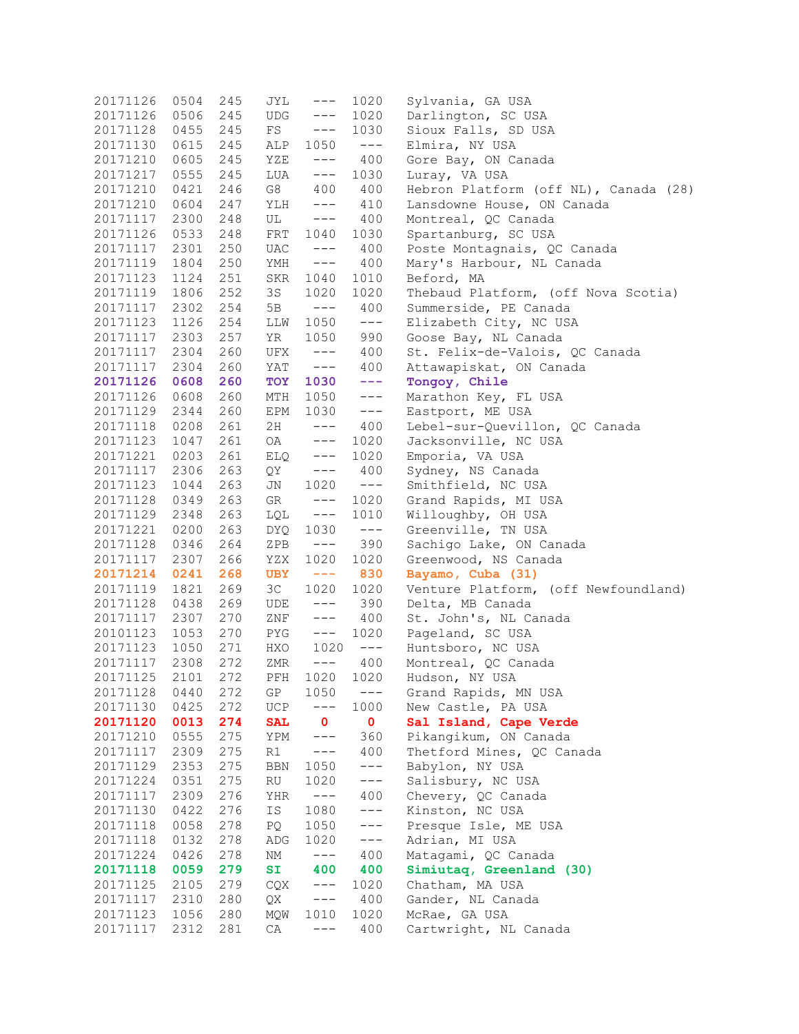```
20171126  0504  245   JYL   ---   1020   Sylvania, GA USA
20171126  0506  245   UDG   ---   1020   Darlington, SC USA
20171128  0455  245   FS    ---   1030   Sioux Falls, SD USA
20171130  0615  245   ALP  1050    ---   Elmira, NY USA
20171210  0605  245   YZE   ---    400   Gore Bay, ON Canada
20171217  0555  245   LUA   ---   1030   Luray, VA USA
20171210  0421  246   G8    400    400   Hebron Platform (off NL), Canada (28)
20171210  0604  247   YLH   ---    410   Lansdowne House, ON Canada
20171117  2300  248   UL    ---    400   Montreal, QC Canada
20171126  0533  248   FRT  1040   1030   Spartanburg, SC USA
20171117  2301  250   UAC   ---    400   Poste Montagnais, QC Canada
20171119  1804  250   YMH   ---    400   Mary's Harbour, NL Canada
20171123  1124  251   SKR  1040   1010   Beford, MA
20171119  1806  252   3S   1020   1020   Thebaud Platform, (off Nova Scotia)
20171117  2302  254   5B    ---    400   Summerside, PE Canada
20171123  1126  254   LLW  1050    ---   Elizabeth City, NC USA
20171117  2303  257   YR   1050    990   Goose Bay, NL Canada
20171117  2304  260   UFX   ---    400   St. Felix-de-Valois, QC Canada
20171117  2304  260   YAT   ---    400   Attawapiskat, ON Canada
20171126  0608  260   TOY  1030    ---   Tongoy, Chile
20171126  0608  260   MTH  1050    ---   Marathon Key, FL USA
20171129  2344  260   EPM  1030    ---   Eastport, ME USA
20171118  0208  261   2H    ---    400   Lebel-sur-Quevillon, QC Canada
20171123  1047  261   OA    ---   1020   Jacksonville, NC USA
20171221  0203  261   ELQ   ---   1020   Emporia, VA USA
20171117  2306  263   QY    ---    400   Sydney, NS Canada
20171123  1044  263   JN   1020    ---   Smithfield, NC USA
20171128  0349  263   GR    ---   1020   Grand Rapids, MI USA
20171129  2348  263   LQL   ---   1010   Willoughby, OH USA
20171221  0200  263   DYQ  1030    ---   Greenville, TN USA
20171128  0346  264   ZPB   ---    390   Sachigo Lake, ON Canada
20171117  2307  266   YZX  1020   1020   Greenwood, NS Canada
20171214  0241  268   UBY   ---    830   Bayamo, Cuba (31)
20171119  1821  269   3C   1020   1020   Venture Platform, (off Newfoundland)
20171128  0438  269   UDE   ---    390   Delta, MB Canada
20171117  2307  270   ZNF   ---    400   St. John's, NL Canada
20101123  1053  270   PYG   ---   1020   Pageland, SC USA
20171123  1050  271   HXO   1020   ---   Huntsboro, NC USA
20171117  2308  272   ZMR   ---    400   Montreal, QC Canada
20171125  2101  272   PFH  1020   1020   Hudson, NY USA
20171128  0440  272   GP   1050    ---   Grand Rapids, MN USA
20171130  0425  272   UCP   ---   1000   New Castle, PA USA
20171120  0013  274   SAL    0      0    Sal Island, Cape Verde
20171210  0555  275   YPM   ---    360   Pikangikum, ON Canada
20171117  2309  275   R1    ---    400   Thetford Mines, QC Canada
20171129  2353  275   BBN  1050    ---   Babylon, NY USA
20171224  0351  275   RU   1020    ---   Salisbury, NC USA
20171117  2309  276   YHR   ---    400   Chevery, QC Canada
20171130  0422  276   IS   1080    ---   Kinston, NC USA
20171118  0058  278   PQ   1050    ---   Presque Isle, ME USA
20171118  0132  278   ADG  1020    ---   Adrian, MI USA
20171224  0426  278   NM    ---    400   Matagami, QC Canada
20171118  0059  279   SI    400    400   Simiutaq, Greenland (30)
20171125  2105  279   CQX   ---   1020   Chatham, MA USA
20171117  2310  280   QX    ---    400   Gander, NL Canada
20171123  1056  280   MQW  1010   1020   McRae, GA USA
20171117  2312  281   CA    ---    400   Cartwright, NL Canada
```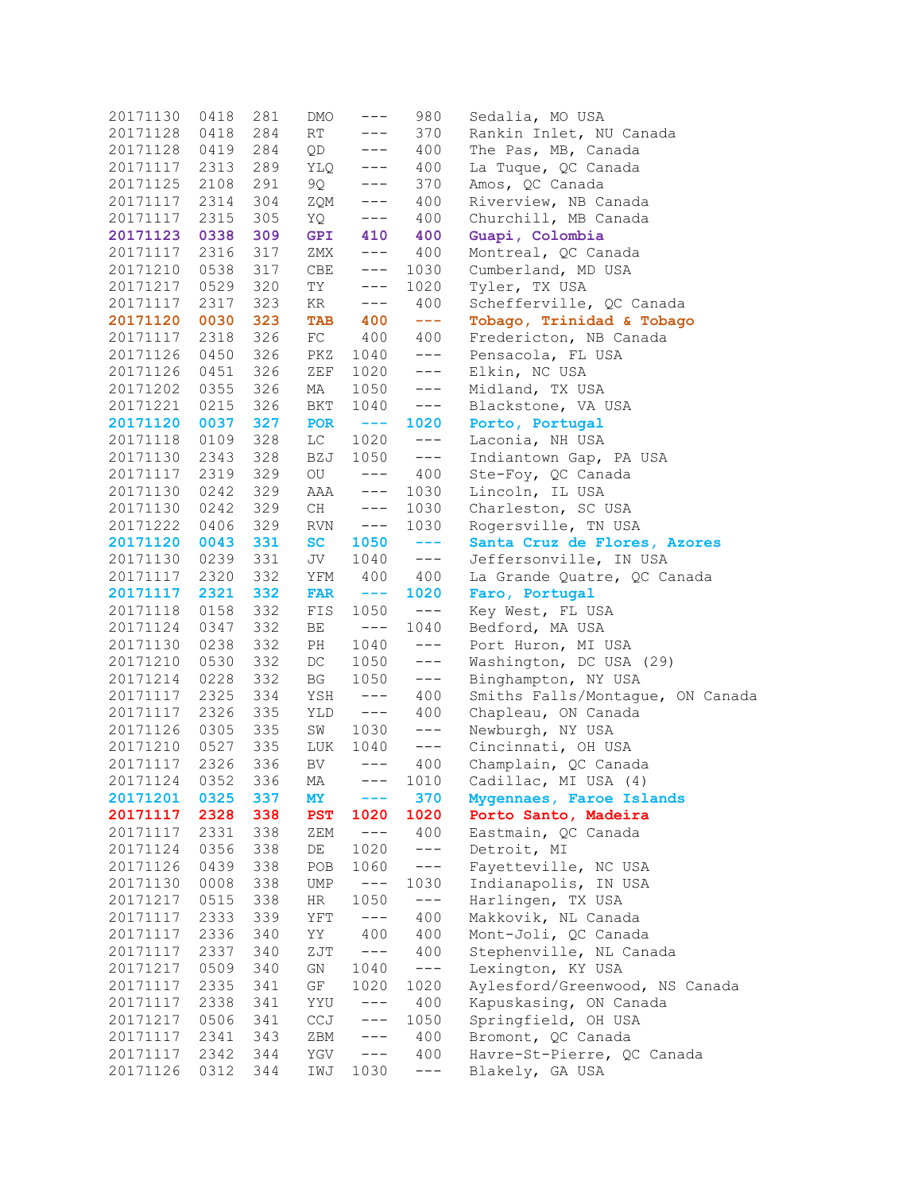| | | | | | | |
|---|---|---|---|---|---|---|
| 20171130 | 0418 | 281 | DMO | --- | 980 | Sedalia, MO USA |
| 20171128 | 0418 | 284 | RT | --- | 370 | Rankin Inlet, NU Canada |
| 20171128 | 0419 | 284 | QD | --- | 400 | The Pas, MB, Canada |
| 20171117 | 2313 | 289 | YLQ | --- | 400 | La Tuque, QC Canada |
| 20171125 | 2108 | 291 | 9Q | --- | 370 | Amos, QC Canada |
| 20171117 | 2314 | 304 | ZQM | --- | 400 | Riverview, NB Canada |
| 20171117 | 2315 | 305 | YQ | --- | 400 | Churchill, MB Canada |
| **20171123** | **0338** | **309** | **GPI** | **410** | **400** | **Guapi, Colombia** |
| 20171117 | 2316 | 317 | ZMX | --- | 400 | Montreal, QC Canada |
| 20171210 | 0538 | 317 | CBE | --- | 1030 | Cumberland, MD USA |
| 20171217 | 0529 | 320 | TY | --- | 1020 | Tyler, TX USA |
| 20171117 | 2317 | 323 | KR | --- | 400 | Schefferville, QC Canada |
| **20171120** | **0030** | **323** | **TAB** | **400** | **---** | **Tobago, Trinidad & Tobago** |
| 20171117 | 2318 | 326 | FC | 400 | 400 | Fredericton, NB Canada |
| 20171126 | 0450 | 326 | PKZ | 1040 | --- | Pensacola, FL USA |
| 20171126 | 0451 | 326 | ZEF | 1020 | --- | Elkin, NC USA |
| 20171202 | 0355 | 326 | MA | 1050 | --- | Midland, TX USA |
| 20171221 | 0215 | 326 | BKT | 1040 | --- | Blackstone, VA USA |
| **20171120** | **0037** | **327** | **POR** | **---** | **1020** | **Porto, Portugal** |
| 20171118 | 0109 | 328 | LC | 1020 | --- | Laconia, NH USA |
| 20171130 | 2343 | 328 | BZJ | 1050 | --- | Indiantown Gap, PA USA |
| 20171117 | 2319 | 329 | OU | --- | 400 | Ste-Foy, QC Canada |
| 20171130 | 0242 | 329 | AAA | --- | 1030 | Lincoln, IL USA |
| 20171130 | 0242 | 329 | CH | --- | 1030 | Charleston, SC USA |
| 20171222 | 0406 | 329 | RVN | --- | 1030 | Rogersville, TN USA |
| **20171120** | **0043** | **331** | **SC** | **1050** | **---** | **Santa Cruz de Flores, Azores** |
| 20171130 | 0239 | 331 | JV | 1040 | --- | Jeffersonville, IN USA |
| 20171117 | 2320 | 332 | YFM | 400 | 400 | La Grande Quatre, QC Canada |
| **20171117** | **2321** | **332** | **FAR** | **---** | **1020** | **Faro, Portugal** |
| 20171118 | 0158 | 332 | FIS | 1050 | --- | Key West, FL USA |
| 20171124 | 0347 | 332 | BE | --- | 1040 | Bedford, MA USA |
| 20171130 | 0238 | 332 | PH | 1040 | --- | Port Huron, MI USA |
| 20171210 | 0530 | 332 | DC | 1050 | --- | Washington, DC USA (29) |
| 20171214 | 0228 | 332 | BG | 1050 | --- | Binghampton, NY USA |
| 20171117 | 2325 | 334 | YSH | --- | 400 | Smiths Falls/Montague, ON Canada |
| 20171117 | 2326 | 335 | YLD | --- | 400 | Chapleau, ON Canada |
| 20171126 | 0305 | 335 | SW | 1030 | --- | Newburgh, NY USA |
| 20171210 | 0527 | 335 | LUK | 1040 | --- | Cincinnati, OH USA |
| 20171117 | 2326 | 336 | BV | --- | 400 | Champlain, QC Canada |
| 20171124 | 0352 | 336 | MA | --- | 1010 | Cadillac, MI USA (4) |
| **20171201** | **0325** | **337** | **MY** | **---** | **370** | **Mygennaes, Faroe Islands** |
| **20171117** | **2328** | **338** | **PST** | **1020** | **1020** | **Porto Santo, Madeira** |
| 20171117 | 2331 | 338 | ZEM | --- | 400 | Eastmain, QC Canada |
| 20171124 | 0356 | 338 | DE | 1020 | --- | Detroit, MI |
| 20171126 | 0439 | 338 | POB | 1060 | --- | Fayetteville, NC USA |
| 20171130 | 0008 | 338 | UMP | --- | 1030 | Indianapolis, IN USA |
| 20171217 | 0515 | 338 | HR | 1050 | --- | Harlingen, TX USA |
| 20171117 | 2333 | 339 | YFT | --- | 400 | Makkovik, NL Canada |
| 20171117 | 2336 | 340 | YY | 400 | 400 | Mont-Joli, QC Canada |
| 20171117 | 2337 | 340 | ZJT | --- | 400 | Stephenville, NL Canada |
| 20171217 | 0509 | 340 | GN | 1040 | --- | Lexington, KY USA |
| 20171117 | 2335 | 341 | GF | 1020 | 1020 | Aylesford/Greenwood, NS Canada |
| 20171117 | 2338 | 341 | YYU | --- | 400 | Kapuskasing, ON Canada |
| 20171217 | 0506 | 341 | CCJ | --- | 1050 | Springfield, OH USA |
| 20171117 | 2341 | 343 | ZBM | --- | 400 | Bromont, QC Canada |
| 20171117 | 2342 | 344 | YGV | --- | 400 | Havre-St-Pierre, QC Canada |
| 20171126 | 0312 | 344 | IWJ | 1030 | --- | Blakely, GA USA |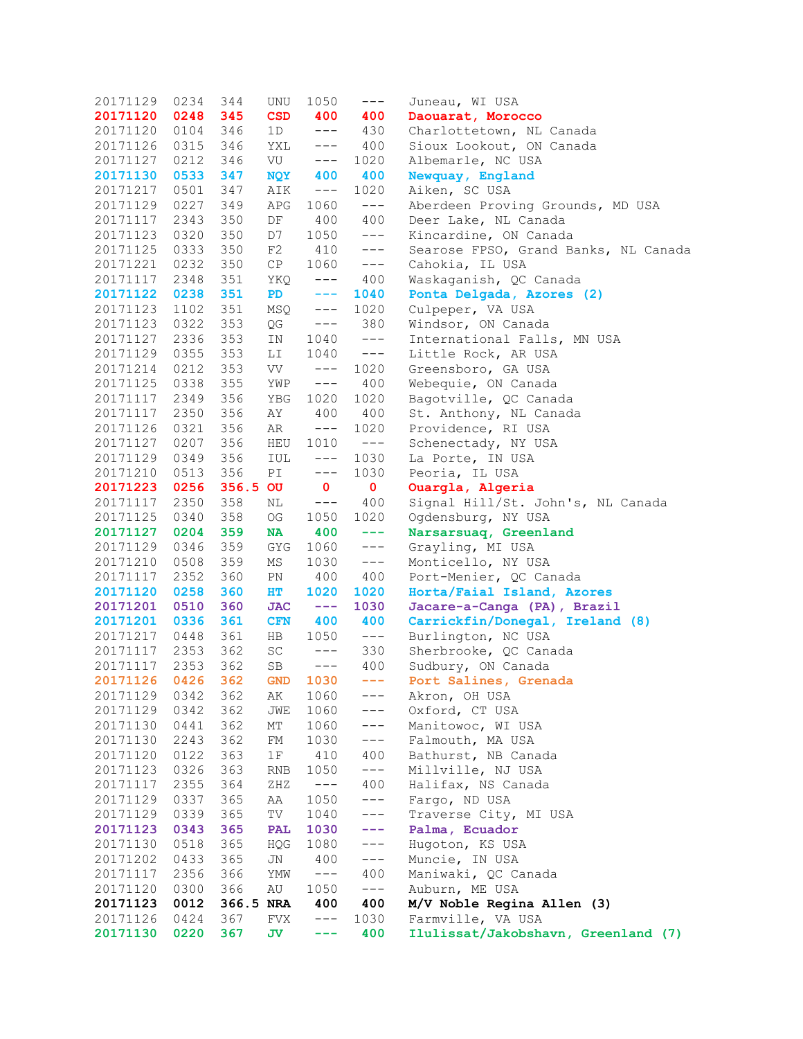| | | | | | | |
|---|---|---|---|---|---|---|
| 20171129 | 0234 | 344 | UNU | 1050 | --- | Juneau, WI USA |
| **20171120** | **0248** | **345** | **CSD** | **400** | **400** | **Daouarat, Morocco** |
| 20171120 | 0104 | 346 | 1D | --- | 430 | Charlottetown, NL Canada |
| 20171126 | 0315 | 346 | YXL | --- | 400 | Sioux Lookout, ON Canada |
| 20171127 | 0212 | 346 | VU | --- | 1020 | Albemarle, NC USA |
| **20171130** | **0533** | **347** | **NQY** | **400** | **400** | **Newquay, England** |
| 20171217 | 0501 | 347 | AIK | --- | 1020 | Aiken, SC USA |
| 20171129 | 0227 | 349 | APG | 1060 | --- | Aberdeen Proving Grounds, MD USA |
| 20171117 | 2343 | 350 | DF | 400 | 400 | Deer Lake, NL Canada |
| 20171123 | 0320 | 350 | D7 | 1050 | --- | Kincardine, ON Canada |
| 20171125 | 0333 | 350 | F2 | 410 | --- | Searose FPSO, Grand Banks, NL Canada |
| 20171221 | 0232 | 350 | CP | 1060 | --- | Cahokia, IL USA |
| 20171117 | 2348 | 351 | YKQ | --- | 400 | Waskaganish, QC Canada |
| **20171122** | **0238** | **351** | **PD** | **---** | **1040** | **Ponta Delgada, Azores (2)** |
| 20171123 | 1102 | 351 | MSQ | --- | 1020 | Culpeper, VA USA |
| 20171123 | 0322 | 353 | QG | --- | 380 | Windsor, ON Canada |
| 20171127 | 2336 | 353 | IN | 1040 | --- | International Falls, MN USA |
| 20171129 | 0355 | 353 | LI | 1040 | --- | Little Rock, AR USA |
| 20171214 | 0212 | 353 | VV | --- | 1020 | Greensboro, GA USA |
| 20171125 | 0338 | 355 | YWP | --- | 400 | Webequie, ON Canada |
| 20171117 | 2349 | 356 | YBG | 1020 | 1020 | Bagotville, QC Canada |
| 20171117 | 2350 | 356 | AY | 400 | 400 | St. Anthony, NL Canada |
| 20171126 | 0321 | 356 | AR | --- | 1020 | Providence, RI USA |
| 20171127 | 0207 | 356 | HEU | 1010 | --- | Schenectady, NY USA |
| 20171129 | 0349 | 356 | IUL | --- | 1030 | La Porte, IN USA |
| 20171210 | 0513 | 356 | PI | --- | 1030 | Peoria, IL USA |
| **20171223** | **0256** | **356.5** | **OU** | **0** | **0** | **Ouargla, Algeria** |
| 20171117 | 2350 | 358 | NL | --- | 400 | Signal Hill/St. John's, NL Canada |
| 20171125 | 0340 | 358 | OG | 1050 | 1020 | Ogdensburg, NY USA |
| **20171127** | **0204** | **359** | **NA** | **400** | **---** | **Narsarsuaq, Greenland** |
| 20171129 | 0346 | 359 | GYG | 1060 | --- | Grayling, MI USA |
| 20171210 | 0508 | 359 | MS | 1030 | --- | Monticello, NY USA |
| 20171117 | 2352 | 360 | PN | 400 | 400 | Port-Menier, QC Canada |
| **20171120** | **0258** | **360** | **HT** | **1020** | **1020** | **Horta/Faial Island, Azores** |
| **20171201** | **0510** | **360** | **JAC** | **---** | **1030** | **Jacare-a-Canga (PA), Brazil** |
| **20171201** | **0336** | **361** | **CFN** | **400** | **400** | **Carrickfin/Donegal, Ireland (8)** |
| 20171217 | 0448 | 361 | HB | 1050 | --- | Burlington, NC USA |
| 20171117 | 2353 | 362 | SC | --- | 330 | Sherbrooke, QC Canada |
| 20171117 | 2353 | 362 | SB | --- | 400 | Sudbury, ON Canada |
| **20171126** | **0426** | **362** | **GND** | **1030** | **---** | **Port Salines, Grenada** |
| 20171129 | 0342 | 362 | AK | 1060 | --- | Akron, OH USA |
| 20171129 | 0342 | 362 | JWE | 1060 | --- | Oxford, CT USA |
| 20171130 | 0441 | 362 | MT | 1060 | --- | Manitowoc, WI USA |
| 20171130 | 2243 | 362 | FM | 1030 | --- | Falmouth, MA USA |
| 20171120 | 0122 | 363 | 1F | 410 | 400 | Bathurst, NB Canada |
| 20171123 | 0326 | 363 | RNB | 1050 | --- | Millville, NJ USA |
| 20171117 | 2355 | 364 | ZHZ | --- | 400 | Halifax, NS Canada |
| 20171129 | 0337 | 365 | AA | 1050 | --- | Fargo, ND USA |
| 20171129 | 0339 | 365 | TV | 1040 | --- | Traverse City, MI USA |
| **20171123** | **0343** | **365** | **PAL** | **1030** | **---** | **Palma, Ecuador** |
| 20171130 | 0518 | 365 | HQG | 1080 | --- | Hugoton, KS USA |
| 20171202 | 0433 | 365 | JN | 400 | --- | Muncie, IN USA |
| 20171117 | 2356 | 366 | YMW | --- | 400 | Maniwaki, QC Canada |
| 20171120 | 0300 | 366 | AU | 1050 | --- | Auburn, ME USA |
| **20171123** | **0012** | **366.5** | **NRA** | **400** | **400** | **M/V Noble Regina Allen (3)** |
| 20171126 | 0424 | 367 | FVX | --- | 1030 | Farmville, VA USA |
| **20171130** | **0220** | **367** | **JV** | **---** | **400** | **Ilulissat/Jakobshavn, Greenland (7)** |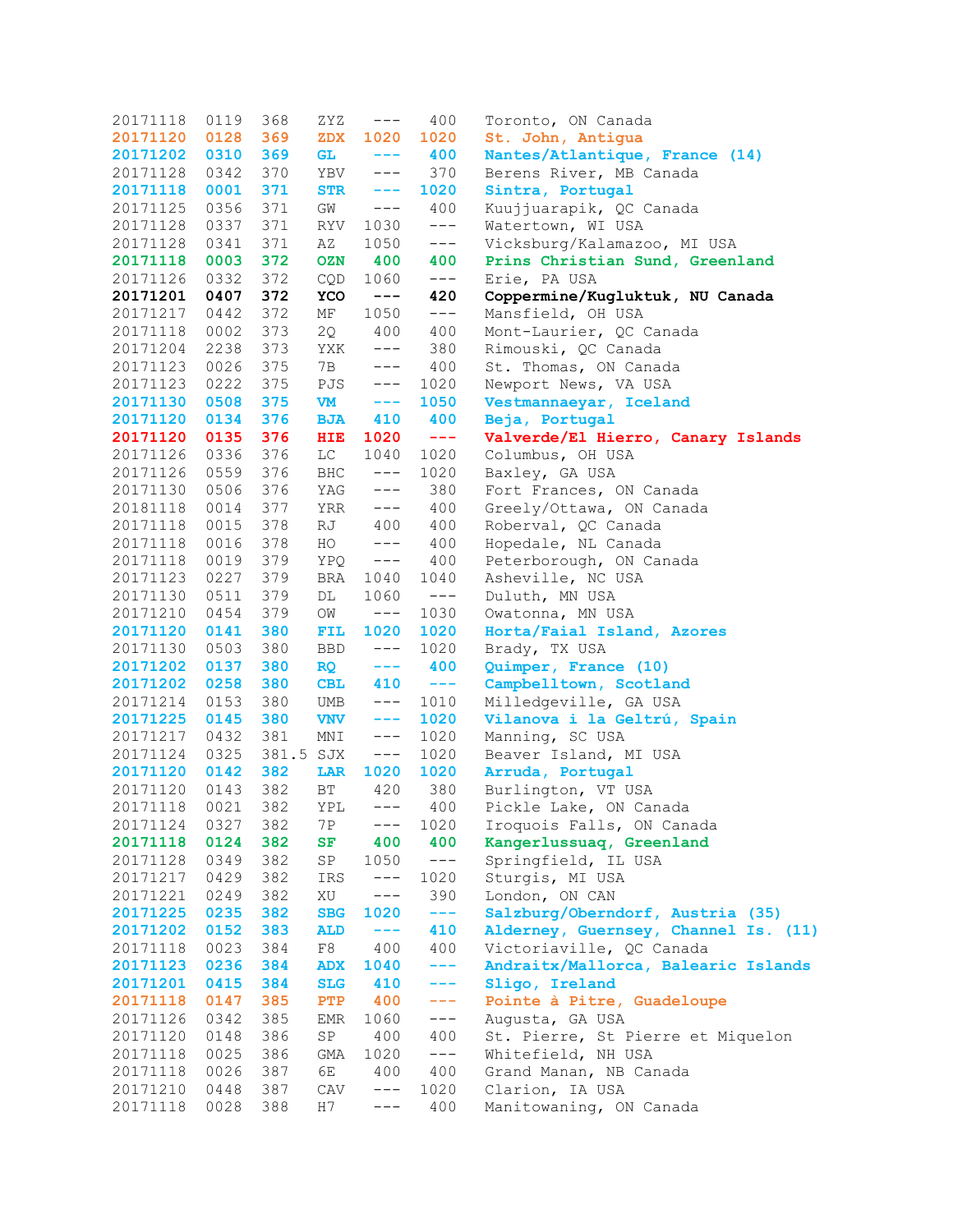| | | | | | | |
|---|---|---|---|---|---|---|
| 20171118 | 0119 | 368 | ZYZ | --- | 400 | Toronto, ON Canada |
| **20171120** | **0128** | **369** | **ZDX** | **1020** | **1020** | **St. John, Antigua** |
| **20171202** | **0310** | **369** | **GL** | **---** | **400** | **Nantes/Atlantique, France (14)** |
| 20171128 | 0342 | 370 | YBV | --- | 370 | Berens River, MB Canada |
| **20171118** | **0001** | **371** | **STR** | **---** | **1020** | **Sintra, Portugal** |
| 20171125 | 0356 | 371 | GW | --- | 400 | Kuujjuarapik, QC Canada |
| 20171128 | 0337 | 371 | RYV | 1030 | --- | Watertown, WI USA |
| 20171128 | 0341 | 371 | AZ | 1050 | --- | Vicksburg/Kalamazoo, MI USA |
| **20171118** | **0003** | **372** | **OZN** | **400** | **400** | **Prins Christian Sund, Greenland** |
| 20171126 | 0332 | 372 | CQD | 1060 | --- | Erie, PA USA |
| **20171201** | **0407** | **372** | **YCO** | **---** | **420** | **Coppermine/Kugluktuk, NU Canada** |
| 20171217 | 0442 | 372 | MF | 1050 | --- | Mansfield, OH USA |
| 20171118 | 0002 | 373 | 2Q | 400 | 400 | Mont-Laurier, QC Canada |
| 20171204 | 2238 | 373 | YXK | --- | 380 | Rimouski, QC Canada |
| 20171123 | 0026 | 375 | 7B | --- | 400 | St. Thomas, ON Canada |
| 20171123 | 0222 | 375 | PJS | --- | 1020 | Newport News, VA USA |
| **20171130** | **0508** | **375** | **VM** | **---** | **1050** | **Vestmannaeyar, Iceland** |
| **20171120** | **0134** | **376** | **BJA** | **410** | **400** | **Beja, Portugal** |
| **20171120** | **0135** | **376** | **HIE** | **1020** | **---** | **Valverde/El Hierro, Canary Islands** |
| 20171126 | 0336 | 376 | LC | 1040 | 1020 | Columbus, OH USA |
| 20171126 | 0559 | 376 | BHC | --- | 1020 | Baxley, GA USA |
| 20171130 | 0506 | 376 | YAG | --- | 380 | Fort Frances, ON Canada |
| 20181118 | 0014 | 377 | YRR | --- | 400 | Greely/Ottawa, ON Canada |
| 20171118 | 0015 | 378 | RJ | 400 | 400 | Roberval, QC Canada |
| 20171118 | 0016 | 378 | HO | --- | 400 | Hopedale, NL Canada |
| 20171118 | 0019 | 379 | YPQ | --- | 400 | Peterborough, ON Canada |
| 20171123 | 0227 | 379 | BRA | 1040 | 1040 | Asheville, NC USA |
| 20171130 | 0511 | 379 | DL | 1060 | --- | Duluth, MN USA |
| 20171210 | 0454 | 379 | OW | --- | 1030 | Owatonna, MN USA |
| **20171120** | **0141** | **380** | **FIL** | **1020** | **1020** | **Horta/Faial Island, Azores** |
| 20171130 | 0503 | 380 | BBD | --- | 1020 | Brady, TX USA |
| **20171202** | **0137** | **380** | **RQ** | **---** | **400** | **Quimper, France (10)** |
| **20171202** | **0258** | **380** | **CBL** | **410** | **---** | **Campbelltown, Scotland** |
| 20171214 | 0153 | 380 | UMB | --- | 1010 | Milledgeville, GA USA |
| **20171225** | **0145** | **380** | **VNV** | **---** | **1020** | **Vilanova i la Geltrú, Spain** |
| 20171217 | 0432 | 381 | MNI | --- | 1020 | Manning, SC USA |
| 20171124 | 0325 | 381.5 | SJX | --- | 1020 | Beaver Island, MI USA |
| **20171120** | **0142** | **382** | **LAR** | **1020** | **1020** | **Arruda, Portugal** |
| 20171120 | 0143 | 382 | BT | 420 | 380 | Burlington, VT USA |
| 20171118 | 0021 | 382 | YPL | --- | 400 | Pickle Lake, ON Canada |
| 20171124 | 0327 | 382 | 7P | --- | 1020 | Iroquois Falls, ON Canada |
| **20171118** | **0124** | **382** | **SF** | **400** | **400** | **Kangerlussuaq, Greenland** |
| 20171128 | 0349 | 382 | SP | 1050 | --- | Springfield, IL USA |
| 20171217 | 0429 | 382 | IRS | --- | 1020 | Sturgis, MI USA |
| 20171221 | 0249 | 382 | XU | --- | 390 | London, ON CAN |
| **20171225** | **0235** | **382** | **SBG** | **1020** | **---** | **Salzburg/Oberndorf, Austria (35)** |
| **20171202** | **0152** | **383** | **ALD** | **---** | **410** | **Alderney, Guernsey, Channel Is. (11)** |
| 20171118 | 0023 | 384 | F8 | 400 | 400 | Victoriaville, QC Canada |
| **20171123** | **0236** | **384** | **ADX** | **1040** | **---** | **Andraitx/Mallorca, Balearic Islands** |
| **20171201** | **0415** | **384** | **SLG** | **410** | **---** | **Sligo, Ireland** |
| **20171118** | **0147** | **385** | **PTP** | **400** | **---** | **Pointe à Pitre, Guadeloupe** |
| 20171126 | 0342 | 385 | EMR | 1060 | --- | Augusta, GA USA |
| 20171120 | 0148 | 386 | SP | 400 | 400 | St. Pierre, St Pierre et Miquelon |
| 20171118 | 0025 | 386 | GMA | 1020 | --- | Whitefield, NH USA |
| 20171118 | 0026 | 387 | 6E | 400 | 400 | Grand Manan, NB Canada |
| 20171210 | 0448 | 387 | CAV | --- | 1020 | Clarion, IA USA |
| 20171118 | 0028 | 388 | H7 | --- | 400 | Manitowaning, ON Canada |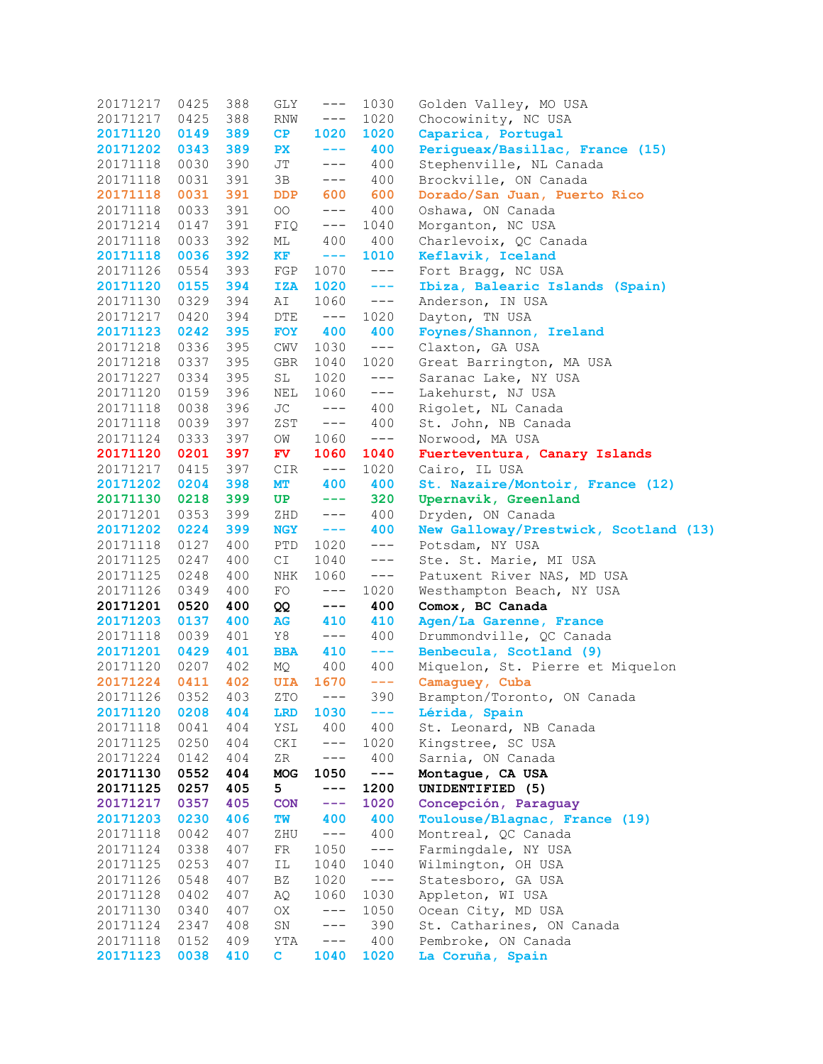| | | | | | | |
|---|---|---|---|---|---|---|
| 20171217 | 0425 | 388 | GLY | --- | 1030 | Golden Valley, MO USA |
| 20171217 | 0425 | 388 | RNW | --- | 1020 | Chocowinity, NC USA |
| **20171120** | **0149** | **389** | **CP** | **1020** | **1020** | **Caparica, Portugal** |
| **20171202** | **0343** | **389** | **PX** | **---** | **400** | **Perigueax/Basillac, France (15)** |
| 20171118 | 0030 | 390 | JT | --- | 400 | Stephenville, NL Canada |
| 20171118 | 0031 | 391 | 3B | --- | 400 | Brockville, ON Canada |
| **20171118** | **0031** | **391** | **DDP** | **600** | **600** | **Dorado/San Juan, Puerto Rico** |
| 20171118 | 0033 | 391 | OO | --- | 400 | Oshawa, ON Canada |
| 20171214 | 0147 | 391 | FIQ | --- | 1040 | Morganton, NC USA |
| 20171118 | 0033 | 392 | ML | 400 | 400 | Charlevoix, QC Canada |
| **20171118** | **0036** | **392** | **KF** | **---** | **1010** | **Keflavik, Iceland** |
| 20171126 | 0554 | 393 | FGP | 1070 | --- | Fort Bragg, NC USA |
| **20171120** | **0155** | **394** | **IZA** | **1020** | **---** | **Ibiza, Balearic Islands (Spain)** |
| 20171130 | 0329 | 394 | AI | 1060 | --- | Anderson, IN USA |
| 20171217 | 0420 | 394 | DTE | --- | 1020 | Dayton, TN USA |
| **20171123** | **0242** | **395** | **FOY** | **400** | **400** | **Foynes/Shannon, Ireland** |
| 20171218 | 0336 | 395 | CWV | 1030 | --- | Claxton, GA USA |
| 20171218 | 0337 | 395 | GBR | 1040 | 1020 | Great Barrington, MA USA |
| 20171227 | 0334 | 395 | SL | 1020 | --- | Saranac Lake, NY USA |
| 20171120 | 0159 | 396 | NEL | 1060 | --- | Lakehurst, NJ USA |
| 20171118 | 0038 | 396 | JC | --- | 400 | Rigolet, NL Canada |
| 20171118 | 0039 | 397 | ZST | --- | 400 | St. John, NB Canada |
| 20171124 | 0333 | 397 | OW | 1060 | --- | Norwood, MA USA |
| **20171120** | **0201** | **397** | **FV** | **1060** | **1040** | **Fuerteventura, Canary Islands** |
| 20171217 | 0415 | 397 | CIR | --- | 1020 | Cairo, IL USA |
| **20171202** | **0204** | **398** | **MT** | **400** | **400** | **St. Nazaire/Montoir, France (12)** |
| **20171130** | **0218** | **399** | **UP** | **---** | **320** | **Upernavik, Greenland** |
| 20171201 | 0353 | 399 | ZHD | --- | 400 | Dryden, ON Canada |
| **20171202** | **0224** | **399** | **NGY** | **---** | **400** | **New Galloway/Prestwick, Scotland (13)** |
| 20171118 | 0127 | 400 | PTD | 1020 | --- | Potsdam, NY USA |
| 20171125 | 0247 | 400 | CI | 1040 | --- | Ste. St. Marie, MI USA |
| 20171125 | 0248 | 400 | NHK | 1060 | --- | Patuxent River NAS, MD USA |
| 20171126 | 0349 | 400 | FO | --- | 1020 | Westhampton Beach, NY USA |
| **20171201** | **0520** | **400** | **QQ** | **---** | **400** | **Comox, BC Canada** |
| **20171203** | **0137** | **400** | **AG** | **410** | **410** | **Agen/La Garenne, France** |
| 20171118 | 0039 | 401 | Y8 | --- | 400 | Drummondville, QC Canada |
| **20171201** | **0429** | **401** | **BBA** | **410** | **---** | **Benbecula, Scotland (9)** |
| 20171120 | 0207 | 402 | MQ | 400 | 400 | Miquelon, St. Pierre et Miquelon |
| **20171224** | **0411** | **402** | **UIA** | **1670** | **---** | **Camaguey, Cuba** |
| 20171126 | 0352 | 403 | ZTO | --- | 390 | Brampton/Toronto, ON Canada |
| **20171120** | **0208** | **404** | **LRD** | **1030** | **---** | **Lérida, Spain** |
| 20171118 | 0041 | 404 | YSL | 400 | 400 | St. Leonard, NB Canada |
| 20171125 | 0250 | 404 | CKI | --- | 1020 | Kingstree, SC USA |
| 20171224 | 0142 | 404 | ZR | --- | 400 | Sarnia, ON Canada |
| **20171130** | **0552** | **404** | **MOG** | **1050** | **---** | **Montague, CA USA** |
| **20171125** | **0257** | **405** | **5** | **---** | **1200** | **UNIDENTIFIED (5)** |
| **20171217** | **0357** | **405** | **CON** | **---** | **1020** | **Concepción, Paraguay** |
| **20171203** | **0230** | **406** | **TW** | **400** | **400** | **Toulouse/Blagnac, France (19)** |
| 20171118 | 0042 | 407 | ZHU | --- | 400 | Montreal, QC Canada |
| 20171124 | 0338 | 407 | FR | 1050 | --- | Farmingdale, NY USA |
| 20171125 | 0253 | 407 | IL | 1040 | 1040 | Wilmington, OH USA |
| 20171126 | 0548 | 407 | BZ | 1020 | --- | Statesboro, GA USA |
| 20171128 | 0402 | 407 | AQ | 1060 | 1030 | Appleton, WI USA |
| 20171130 | 0340 | 407 | OX | --- | 1050 | Ocean City, MD USA |
| 20171124 | 2347 | 408 | SN | --- | 390 | St. Catharines, ON Canada |
| 20171118 | 0152 | 409 | YTA | --- | 400 | Pembroke, ON Canada |
| **20171123** | **0038** | **410** | **C** | **1040** | **1020** | **La Coruña, Spain** |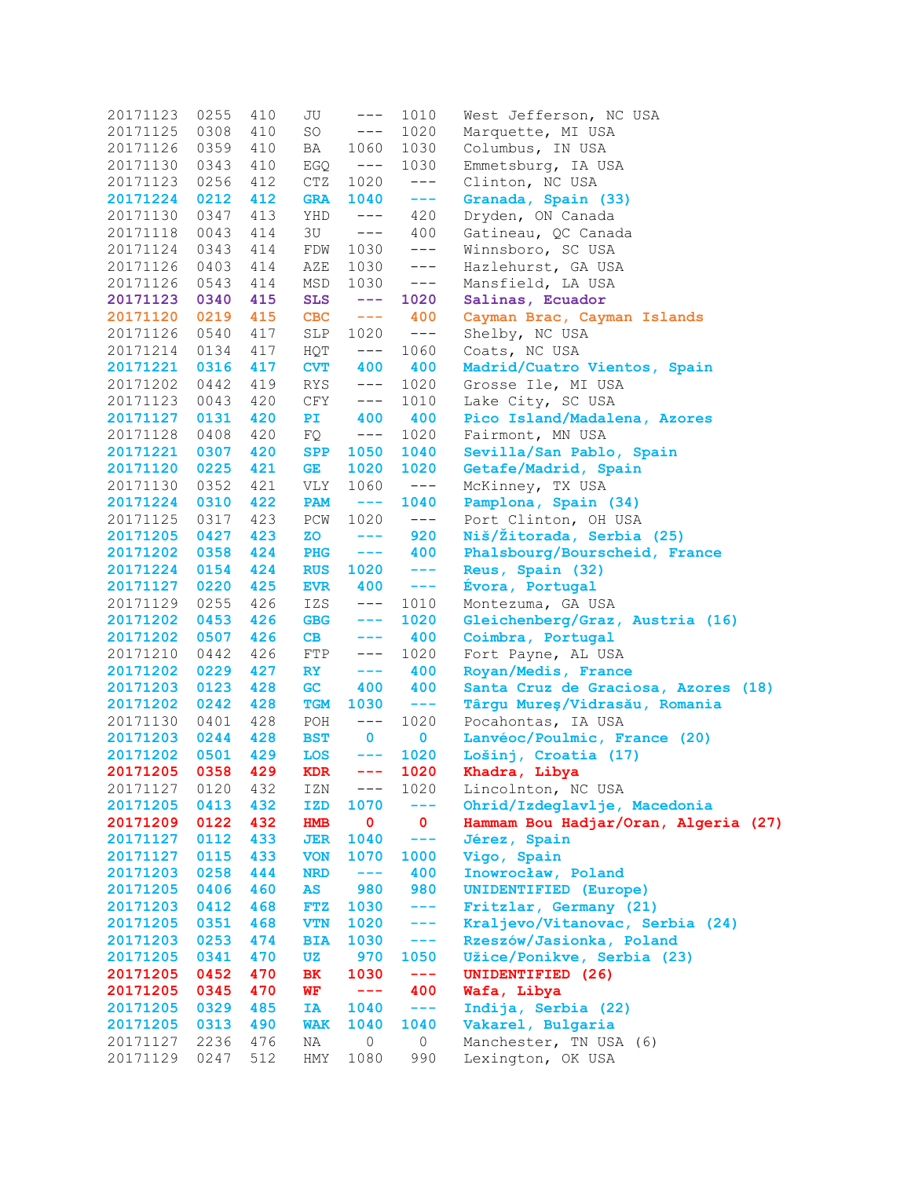| | | | | | | |
|---|---|---|---|---|---|---|
| 20171123 | 0255 | 410 | JU | --- | 1010 | West Jefferson, NC USA |
| 20171125 | 0308 | 410 | SO | --- | 1020 | Marquette, MI USA |
| 20171126 | 0359 | 410 | BA | 1060 | 1030 | Columbus, IN USA |
| 20171130 | 0343 | 410 | EGQ | --- | 1030 | Emmetsburg, IA USA |
| 20171123 | 0256 | 412 | CTZ | 1020 | --- | Clinton, NC USA |
| **20171224** | **0212** | **412** | **GRA** | **1040** | **---** | **Granada, Spain (33)** |
| 20171130 | 0347 | 413 | YHD | --- | 420 | Dryden, ON Canada |
| 20171118 | 0043 | 414 | 3U | --- | 400 | Gatineau, QC Canada |
| 20171124 | 0343 | 414 | FDW | 1030 | --- | Winnsboro, SC USA |
| 20171126 | 0403 | 414 | AZE | 1030 | --- | Hazlehurst, GA USA |
| 20171126 | 0543 | 414 | MSD | 1030 | --- | Mansfield, LA USA |
| **20171123** | **0340** | **415** | **SLS** | **---** | **1020** | **Salinas, Ecuador** |
| **20171120** | **0219** | **415** | **CBC** | **---** | **400** | **Cayman Brac, Cayman Islands** |
| 20171126 | 0540 | 417 | SLP | 1020 | --- | Shelby, NC USA |
| 20171214 | 0134 | 417 | HQT | --- | 1060 | Coats, NC USA |
| **20171221** | **0316** | **417** | **CVT** | **400** | **400** | **Madrid/Cuatro Vientos, Spain** |
| 20171202 | 0442 | 419 | RYS | --- | 1020 | Grosse Ile, MI USA |
| 20171123 | 0043 | 420 | CFY | --- | 1010 | Lake City, SC USA |
| **20171127** | **0131** | **420** | **PI** | **400** | **400** | **Pico Island/Madalena, Azores** |
| 20171128 | 0408 | 420 | FQ | --- | 1020 | Fairmont, MN USA |
| **20171221** | **0307** | **420** | **SPP** | **1050** | **1040** | **Sevilla/San Pablo, Spain** |
| **20171120** | **0225** | **421** | **GE** | **1020** | **1020** | **Getafe/Madrid, Spain** |
| 20171130 | 0352 | 421 | VLY | 1060 | --- | McKinney, TX USA |
| **20171224** | **0310** | **422** | **PAM** | **---** | **1040** | **Pamplona, Spain (34)** |
| 20171125 | 0317 | 423 | PCW | 1020 | --- | Port Clinton, OH USA |
| **20171205** | **0427** | **423** | **ZO** | **---** | **920** | **Niš/Žitorada, Serbia (25)** |
| **20171202** | **0358** | **424** | **PHG** | **---** | **400** | **Phalsbourg/Bourscheid, France** |
| **20171224** | **0154** | **424** | **RUS** | **1020** | **---** | **Reus, Spain (32)** |
| **20171127** | **0220** | **425** | **EVR** | **400** | **---** | **Évora, Portugal** |
| 20171129 | 0255 | 426 | IZS | --- | 1010 | Montezuma, GA USA |
| **20171202** | **0453** | **426** | **GBG** | **---** | **1020** | **Gleichenberg/Graz, Austria (16)** |
| **20171202** | **0507** | **426** | **CB** | **---** | **400** | **Coimbra, Portugal** |
| 20171210 | 0442 | 426 | FTP | --- | 1020 | Fort Payne, AL USA |
| **20171202** | **0229** | **427** | **RY** | **---** | **400** | **Royan/Medis, France** |
| **20171203** | **0123** | **428** | **GC** | **400** | **400** | **Santa Cruz de Graciosa, Azores (18)** |
| **20171202** | **0242** | **428** | **TGM** | **1030** | **---** | **Târgu Mureş/Vidrasău, Romania** |
| 20171130 | 0401 | 428 | POH | --- | 1020 | Pocahontas, IA USA |
| **20171203** | **0244** | **428** | **BST** | **0** | **0** | **Lanvéoc/Poulmic, France (20)** |
| **20171202** | **0501** | **429** | **LOS** | **---** | **1020** | **Lošinj, Croatia (17)** |
| **20171205** | **0358** | **429** | **KDR** | **---** | **1020** | **Khadra, Libya** |
| 20171127 | 0120 | 432 | IZN | --- | 1020 | Lincolnton, NC USA |
| **20171205** | **0413** | **432** | **IZD** | **1070** | **---** | **Ohrid/Izdeglavlje, Macedonia** |
| **20171209** | **0122** | **432** | **HMB** | **0** | **0** | **Hammam Bou Hadjar/Oran, Algeria (27)** |
| **20171127** | **0112** | **433** | **JER** | **1040** | **---** | **Jérez, Spain** |
| **20171127** | **0115** | **433** | **VON** | **1070** | **1000** | **Vigo, Spain** |
| **20171203** | **0258** | **444** | **NRD** | **---** | **400** | **Inowrocław, Poland** |
| **20171205** | **0406** | **460** | **AS** | **980** | **980** | **UNIDENTIFIED (Europe)** |
| **20171203** | **0412** | **468** | **FTZ** | **1030** | **---** | **Fritzlar, Germany (21)** |
| **20171205** | **0351** | **468** | **VTN** | **1020** | **---** | **Kraljevo/Vitanovac, Serbia (24)** |
| **20171203** | **0253** | **474** | **BIA** | **1030** | **---** | **Rzeszów/Jasionka, Poland** |
| **20171205** | **0341** | **470** | **UZ** | **970** | **1050** | **Užice/Ponikve, Serbia (23)** |
| **20171205** | **0452** | **470** | **BK** | **1030** | **---** | **UNIDENTIFIED (26)** |
| **20171205** | **0345** | **470** | **WF** | **---** | **400** | **Wafa, Libya** |
| **20171205** | **0329** | **485** | **IA** | **1040** | **---** | **Indija, Serbia (22)** |
| **20171205** | **0313** | **490** | **WAK** | **1040** | **1040** | **Vakarel, Bulgaria** |
| 20171127 | 2236 | 476 | NA | 0 | 0 | Manchester, TN USA (6) |
| 20171129 | 0247 | 512 | HMY | 1080 | 990 | Lexington, OK USA |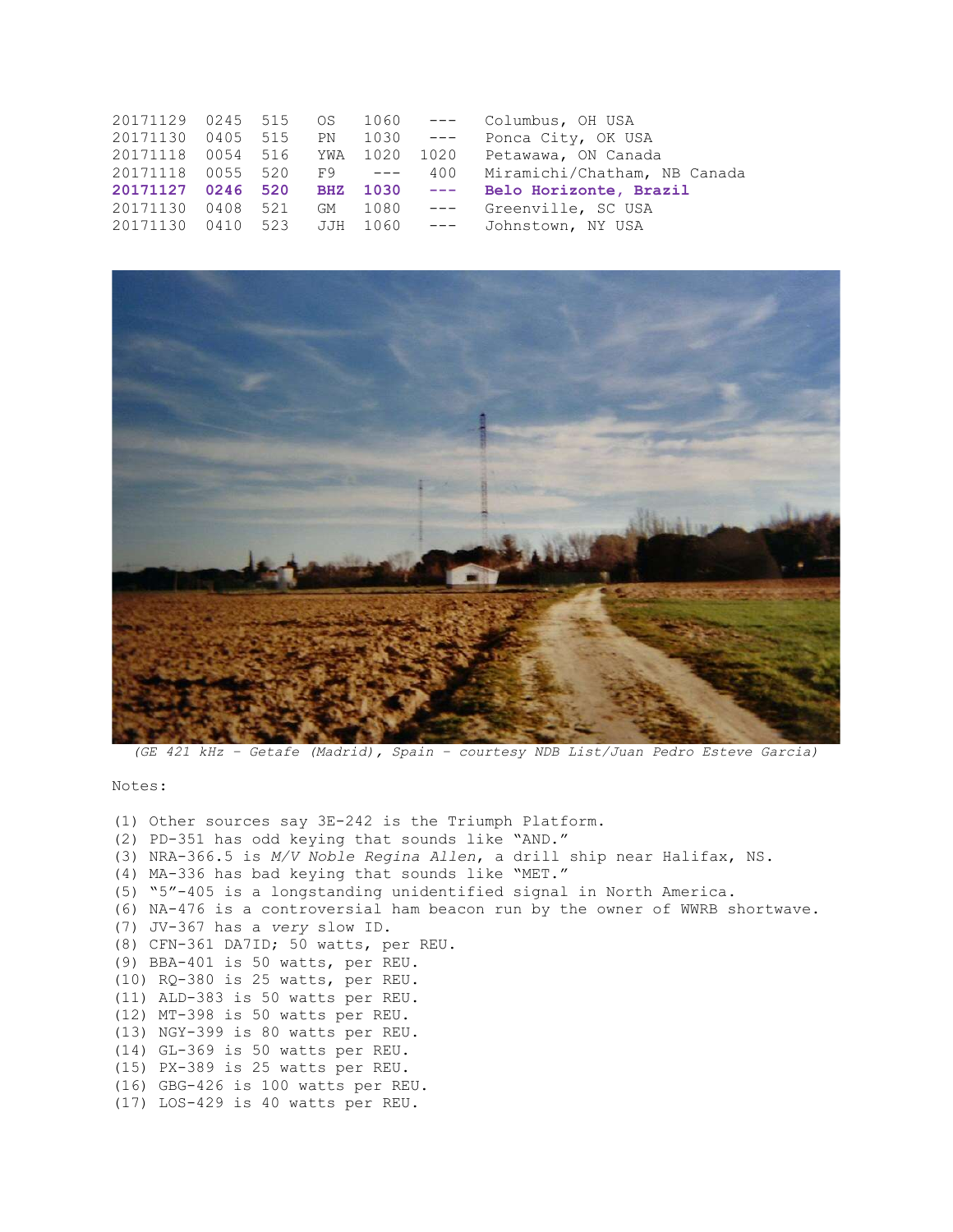| | | | | | | |
|---|---|---|---|---|---|---|
| 20171129 | 0245 | 515 | OS | 1060 | --- | Columbus, OH USA |
| 20171130 | 0405 | 515 | PN | 1030 | --- | Ponca City, OK USA |
| 20171118 | 0054 | 516 | YWA | 1020 | 1020 | Petawawa, ON Canada |
| 20171118 | 0055 | 520 | F9 | --- | 400 | Miramichi/Chatham, NB Canada |
| **20171127** | **0246** | **520** | **BHZ** | **1030** | **---** | **Belo Horizonte, Brazil** |
| 20171130 | 0408 | 521 | GM | 1080 | --- | Greenville, SC USA |
| 20171130 | 0410 | 523 | JJH | 1060 | --- | Johnstown, NY USA |

*(GE 421 kHz – Getafe (Madrid), Spain – courtesy NDB List/Juan Pedro Esteve Garcia)*

Notes:

(1) Other sources say 3E-242 is the Triumph Platform.
(2) PD-351 has odd keying that sounds like "AND."
(3) NRA-366.5 is *M/V Noble Regina Allen*, a drill ship near Halifax, NS.
(4) MA-336 has bad keying that sounds like "MET."
(5) "5"-405 is a longstanding unidentified signal in North America.
(6) NA-476 is a controversial ham beacon run by the owner of WWRB shortwave.
(7) JV-367 has a *very* slow ID.
(8) CFN-361 DA7ID; 50 watts, per REU.
(9) BBA-401 is 50 watts, per REU.
(10) RQ-380 is 25 watts, per REU.
(11) ALD-383 is 50 watts per REU.
(12) MT-398 is 50 watts per REU.
(13) NGY-399 is 80 watts per REU.
(14) GL-369 is 50 watts per REU.
(15) PX-389 is 25 watts per REU.
(16) GBG-426 is 100 watts per REU.
(17) LOS-429 is 40 watts per REU.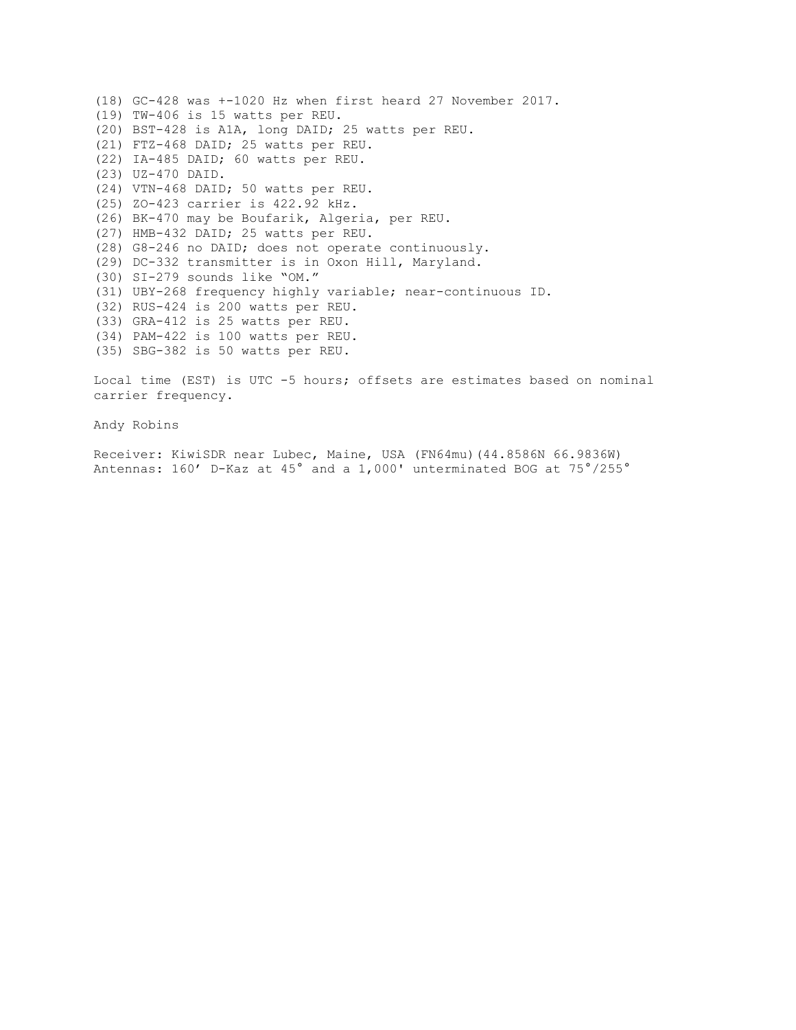(18) GC-428 was +-1020 Hz when first heard 27 November 2017.
(19) TW-406 is 15 watts per REU.
(20) BST-428 is A1A, long DAID; 25 watts per REU.
(21) FTZ-468 DAID; 25 watts per REU.
(22) IA-485 DAID; 60 watts per REU.
(23) UZ-470 DAID.
(24) VTN-468 DAID; 50 watts per REU.
(25) ZO-423 carrier is 422.92 kHz.
(26) BK-470 may be Boufarik, Algeria, per REU.
(27) HMB-432 DAID; 25 watts per REU.
(28) G8-246 no DAID; does not operate continuously.
(29) DC-332 transmitter is in Oxon Hill, Maryland.
(30) SI-279 sounds like "OM."
(31) UBY-268 frequency highly variable; near-continuous ID.
(32) RUS-424 is 200 watts per REU.
(33) GRA-412 is 25 watts per REU.
(34) PAM-422 is 100 watts per REU.
(35) SBG-382 is 50 watts per REU.

Local time (EST) is UTC -5 hours; offsets are estimates based on nominal carrier frequency.

Andy Robins

Receiver: KiwiSDR near Lubec, Maine, USA (FN64mu)(44.8586N 66.9836W)
Antennas: 160' D-Kaz at 45° and a 1,000' unterminated BOG at 75°/255°